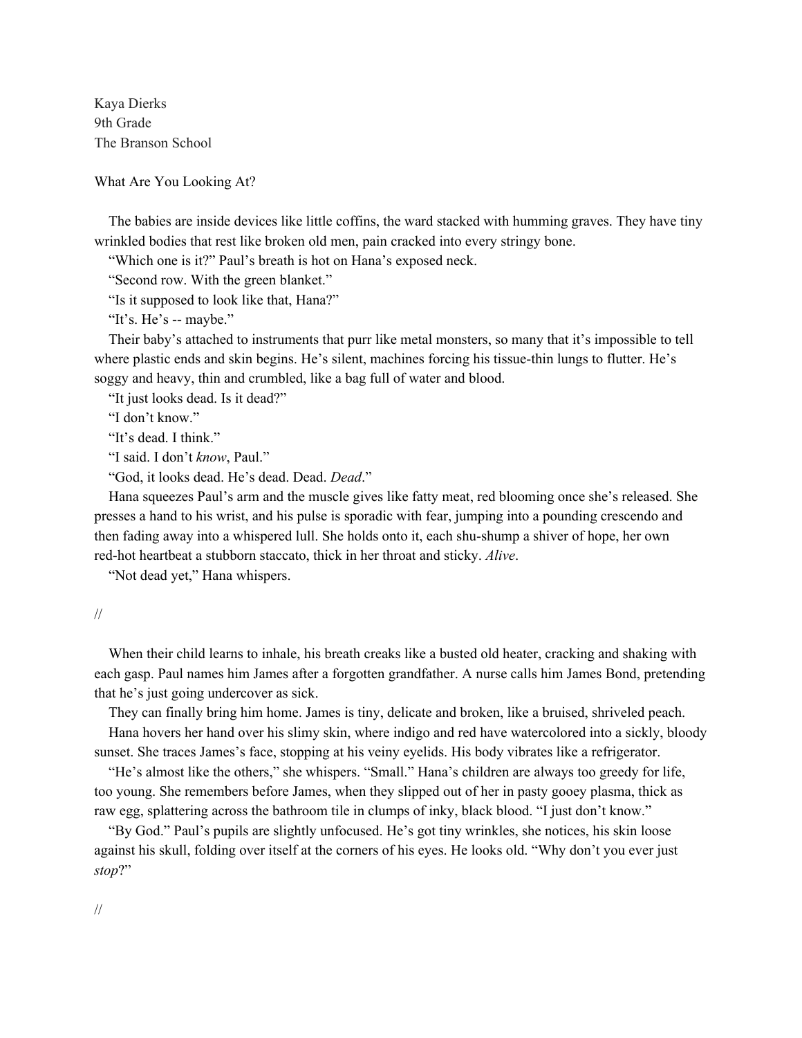Kaya Dierks
9th Grade
The Branson School

What Are You Looking At?

The babies are inside devices like little coffins, the ward stacked with humming graves. They have tiny wrinkled bodies that rest like broken old men, pain cracked into every stringy bone.

"Which one is it?" Paul's breath is hot on Hana's exposed neck.

"Second row. With the green blanket."

"Is it supposed to look like that, Hana?"

"It's. He's -- maybe."

Their baby's attached to instruments that purr like metal monsters, so many that it's impossible to tell where plastic ends and skin begins. He's silent, machines forcing his tissue-thin lungs to flutter. He's soggy and heavy, thin and crumbled, like a bag full of water and blood.

"It just looks dead. Is it dead?"

"I don't know."

"It's dead. I think."

"I said. I don't *know*, Paul."

"God, it looks dead. He's dead. Dead. *Dead*."

Hana squeezes Paul's arm and the muscle gives like fatty meat, red blooming once she's released. She presses a hand to his wrist, and his pulse is sporadic with fear, jumping into a pounding crescendo and then fading away into a whispered lull. She holds onto it, each shu-shump a shiver of hope, her own red-hot heartbeat a stubborn staccato, thick in her throat and sticky. *Alive*.

"Not dead yet," Hana whispers.

//

When their child learns to inhale, his breath creaks like a busted old heater, cracking and shaking with each gasp. Paul names him James after a forgotten grandfather. A nurse calls him James Bond, pretending that he's just going undercover as sick.

They can finally bring him home. James is tiny, delicate and broken, like a bruised, shriveled peach.

Hana hovers her hand over his slimy skin, where indigo and red have watercolored into a sickly, bloody sunset. She traces James's face, stopping at his veiny eyelids. His body vibrates like a refrigerator.

"He's almost like the others," she whispers. "Small." Hana's children are always too greedy for life, too young. She remembers before James, when they slipped out of her in pasty gooey plasma, thick as raw egg, splattering across the bathroom tile in clumps of inky, black blood. "I just don't know."

"By God." Paul's pupils are slightly unfocused. He's got tiny wrinkles, she notices, his skin loose against his skull, folding over itself at the corners of his eyes. He looks old. "Why don't you ever just *stop*?"

//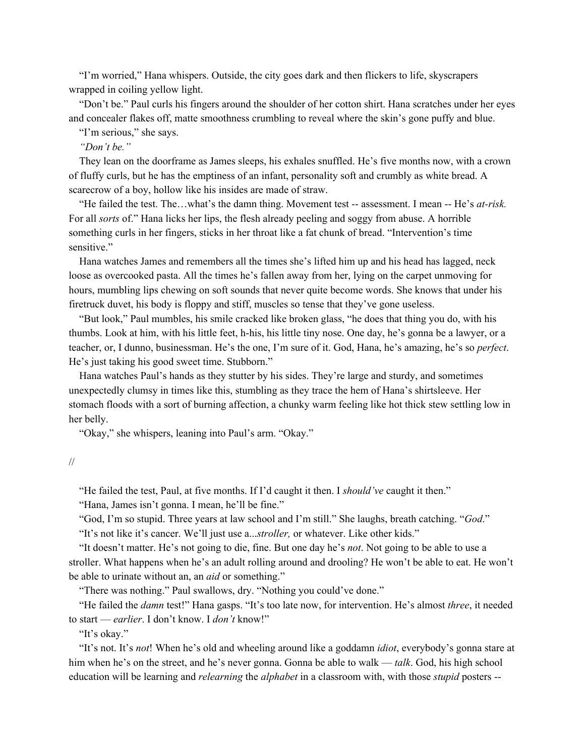"I'm worried," Hana whispers. Outside, the city goes dark and then flickers to life, skyscrapers wrapped in coiling yellow light.

"Don't be." Paul curls his fingers around the shoulder of her cotton shirt. Hana scratches under her eyes and concealer flakes off, matte smoothness crumbling to reveal where the skin's gone puffy and blue.

"I'm serious," she says.

*"Don't be."*

They lean on the doorframe as James sleeps, his exhales snuffled. He's five months now, with a crown of fluffy curls, but he has the emptiness of an infant, personality soft and crumbly as white bread. A scarecrow of a boy, hollow like his insides are made of straw.

"He failed the test. The…what's the damn thing. Movement test -- assessment. I mean -- He's *at-risk.* For all *sorts* of." Hana licks her lips, the flesh already peeling and soggy from abuse. A horrible something curls in her fingers, sticks in her throat like a fat chunk of bread. "Intervention's time sensitive."

Hana watches James and remembers all the times she's lifted him up and his head has lagged, neck loose as overcooked pasta. All the times he's fallen away from her, lying on the carpet unmoving for hours, mumbling lips chewing on soft sounds that never quite become words. She knows that under his firetruck duvet, his body is floppy and stiff, muscles so tense that they've gone useless.

"But look," Paul mumbles, his smile cracked like broken glass, "he does that thing you do, with his thumbs. Look at him, with his little feet, h-his, his little tiny nose. One day, he's gonna be a lawyer, or a teacher, or, I dunno, businessman. He's the one, I'm sure of it. God, Hana, he's amazing, he's so *perfect*. He's just taking his good sweet time. Stubborn."

Hana watches Paul's hands as they stutter by his sides. They're large and sturdy, and sometimes unexpectedly clumsy in times like this, stumbling as they trace the hem of Hana's shirtsleeve. Her stomach floods with a sort of burning affection, a chunky warm feeling like hot thick stew settling low in her belly.

"Okay," she whispers, leaning into Paul's arm. "Okay."

//

"He failed the test, Paul, at five months. If I'd caught it then. I *should've* caught it then."

"Hana, James isn't gonna. I mean, he'll be fine."

"God, I'm so stupid. Three years at law school and I'm still." She laughs, breath catching. "*God*."

"It's not like it's cancer. We'll just use a...*stroller,* or whatever. Like other kids."

"It doesn't matter. He's not going to die, fine. But one day he's *not*. Not going to be able to use a stroller. What happens when he's an adult rolling around and drooling? He won't be able to eat. He won't be able to urinate without an, an *aid* or something."

"There was nothing." Paul swallows, dry. "Nothing you could've done."

"He failed the *damn* test!" Hana gasps. "It's too late now, for intervention. He's almost *three*, it needed to start — *earlier*. I don't know. I *don't* know!"

"It's okay."

"It's not. It's *not*! When he's old and wheeling around like a goddamn *idiot*, everybody's gonna stare at him when he's on the street, and he's never gonna. Gonna be able to walk — *talk*. God, his high school education will be learning and *relearning* the *alphabet* in a classroom with, with those *stupid* posters --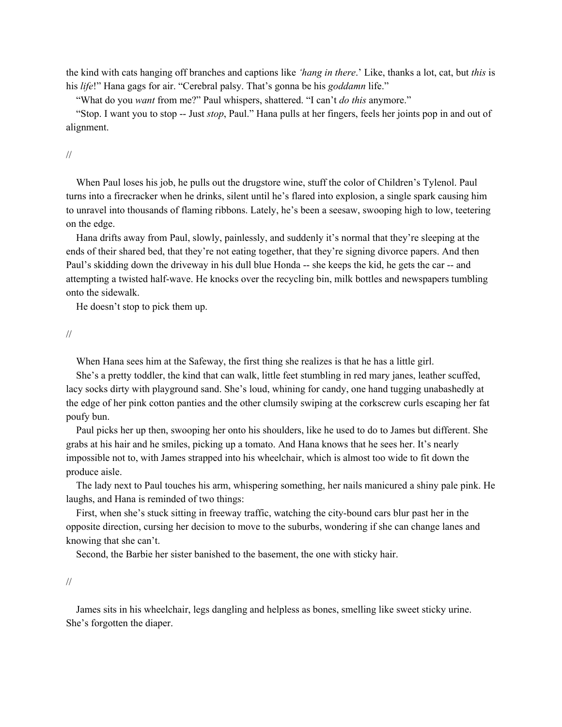the kind with cats hanging off branches and captions like *'hang in there*.' Like, thanks a lot, cat, but *this* is his *life*!" Hana gags for air. "Cerebral palsy. That's gonna be his *goddamn* life."

"What do you *want* from me?" Paul whispers, shattered. "I can't *do this* anymore."

"Stop. I want you to stop -- Just *stop*, Paul." Hana pulls at her fingers, feels her joints pop in and out of alignment.

//

When Paul loses his job, he pulls out the drugstore wine, stuff the color of Children's Tylenol. Paul turns into a firecracker when he drinks, silent until he's flared into explosion, a single spark causing him to unravel into thousands of flaming ribbons. Lately, he's been a seesaw, swooping high to low, teetering on the edge.

Hana drifts away from Paul, slowly, painlessly, and suddenly it's normal that they're sleeping at the ends of their shared bed, that they're not eating together, that they're signing divorce papers. And then Paul's skidding down the driveway in his dull blue Honda -- she keeps the kid, he gets the car -- and attempting a twisted half-wave. He knocks over the recycling bin, milk bottles and newspapers tumbling onto the sidewalk.

He doesn't stop to pick them up.

//

When Hana sees him at the Safeway, the first thing she realizes is that he has a little girl.

She's a pretty toddler, the kind that can walk, little feet stumbling in red mary janes, leather scuffed, lacy socks dirty with playground sand. She's loud, whining for candy, one hand tugging unabashedly at the edge of her pink cotton panties and the other clumsily swiping at the corkscrew curls escaping her fat poufy bun.

Paul picks her up then, swooping her onto his shoulders, like he used to do to James but different. She grabs at his hair and he smiles, picking up a tomato. And Hana knows that he sees her. It's nearly impossible not to, with James strapped into his wheelchair, which is almost too wide to fit down the produce aisle.

The lady next to Paul touches his arm, whispering something, her nails manicured a shiny pale pink. He laughs, and Hana is reminded of two things:

First, when she's stuck sitting in freeway traffic, watching the city-bound cars blur past her in the opposite direction, cursing her decision to move to the suburbs, wondering if she can change lanes and knowing that she can't.

Second, the Barbie her sister banished to the basement, the one with sticky hair.

//

James sits in his wheelchair, legs dangling and helpless as bones, smelling like sweet sticky urine. She's forgotten the diaper.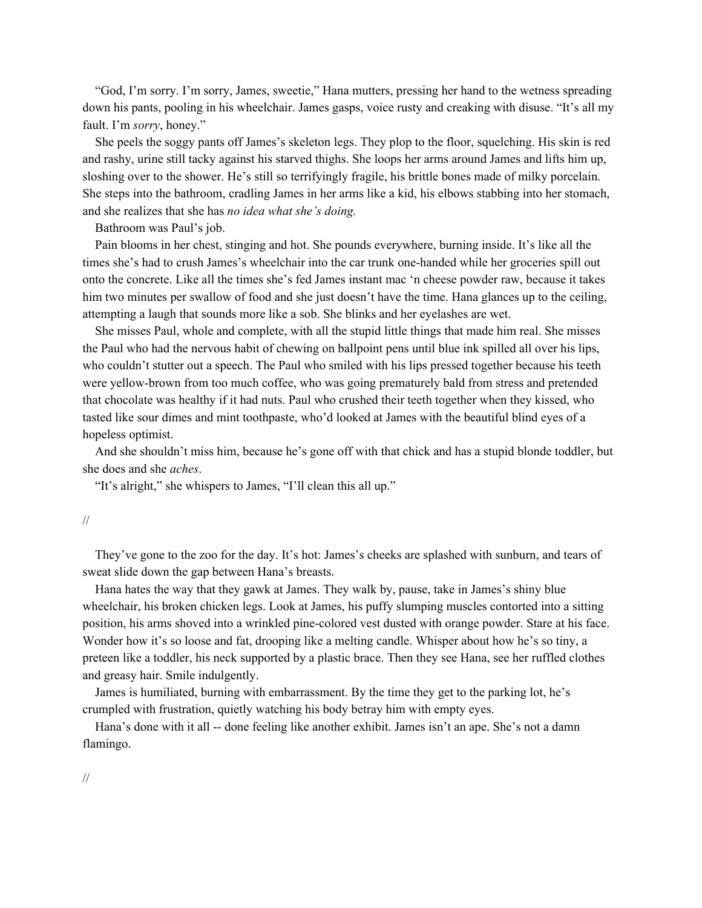"God, I'm sorry. I'm sorry, James, sweetie," Hana mutters, pressing her hand to the wetness spreading down his pants, pooling in his wheelchair. James gasps, voice rusty and creaking with disuse. "It's all my fault. I'm *sorry*, honey."

She peels the soggy pants off James's skeleton legs. They plop to the floor, squelching. His skin is red and rashy, urine still tacky against his starved thighs. She loops her arms around James and lifts him up, sloshing over to the shower. He's still so terrifyingly fragile, his brittle bones made of milky porcelain. She steps into the bathroom, cradling James in her arms like a kid, his elbows stabbing into her stomach, and she realizes that she has *no idea what she's doing.*

Bathroom was Paul's job.

Pain blooms in her chest, stinging and hot. She pounds everywhere, burning inside. It's like all the times she's had to crush James's wheelchair into the car trunk one-handed while her groceries spill out onto the concrete. Like all the times she's fed James instant mac 'n cheese powder raw, because it takes him two minutes per swallow of food and she just doesn't have the time. Hana glances up to the ceiling, attempting a laugh that sounds more like a sob. She blinks and her eyelashes are wet.

She misses Paul, whole and complete, with all the stupid little things that made him real. She misses the Paul who had the nervous habit of chewing on ballpoint pens until blue ink spilled all over his lips, who couldn't stutter out a speech. The Paul who smiled with his lips pressed together because his teeth were yellow-brown from too much coffee, who was going prematurely bald from stress and pretended that chocolate was healthy if it had nuts. Paul who crushed their teeth together when they kissed, who tasted like sour dimes and mint toothpaste, who'd looked at James with the beautiful blind eyes of a hopeless optimist.

And she shouldn't miss him, because he's gone off with that chick and has a stupid blonde toddler, but she does and she *aches*.

"It's alright," she whispers to James, "I'll clean this all up."

//

They've gone to the zoo for the day. It's hot: James's cheeks are splashed with sunburn, and tears of sweat slide down the gap between Hana's breasts.

Hana hates the way that they gawk at James. They walk by, pause, take in James's shiny blue wheelchair, his broken chicken legs. Look at James, his puffy slumping muscles contorted into a sitting position, his arms shoved into a wrinkled pine-colored vest dusted with orange powder. Stare at his face. Wonder how it's so loose and fat, drooping like a melting candle. Whisper about how he's so tiny, a preteen like a toddler, his neck supported by a plastic brace. Then they see Hana, see her ruffled clothes and greasy hair. Smile indulgently.

James is humiliated, burning with embarrassment. By the time they get to the parking lot, he's crumpled with frustration, quietly watching his body betray him with empty eyes.

Hana's done with it all -- done feeling like another exhibit. James isn't an ape. She's not a damn flamingo.

//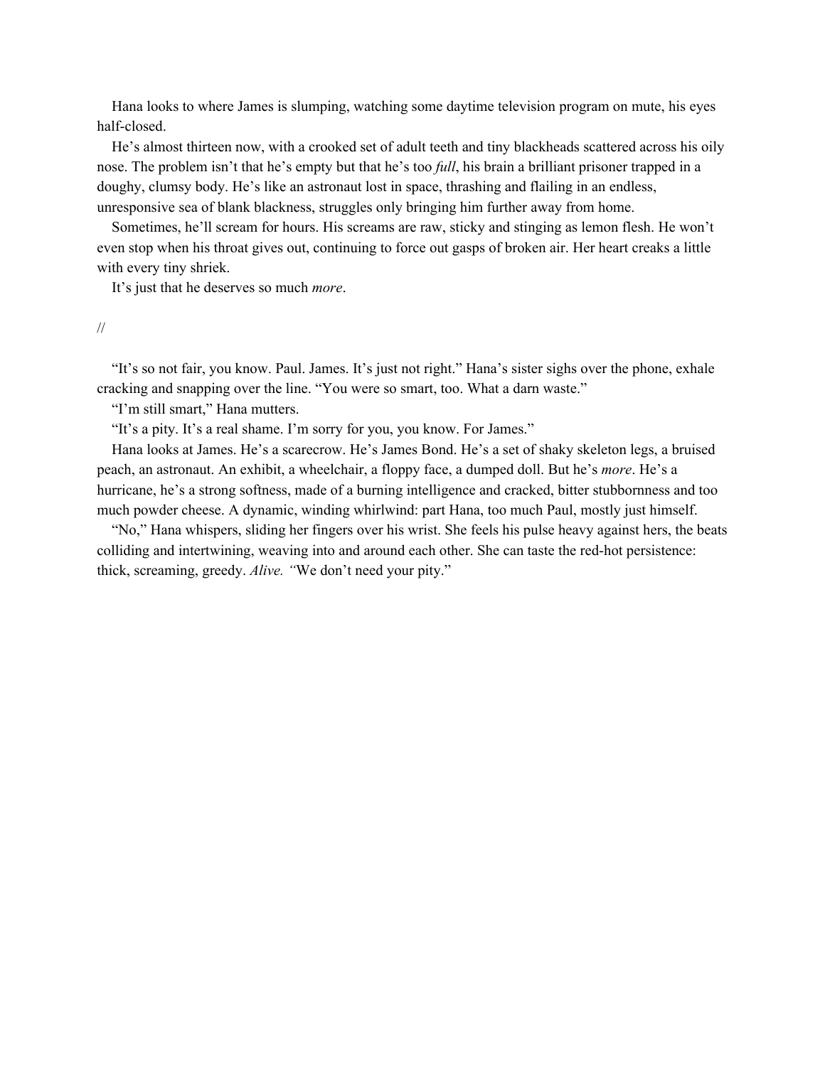Hana looks to where James is slumping, watching some daytime television program on mute, his eyes half-closed.

He's almost thirteen now, with a crooked set of adult teeth and tiny blackheads scattered across his oily nose. The problem isn't that he's empty but that he's too *full*, his brain a brilliant prisoner trapped in a doughy, clumsy body. He's like an astronaut lost in space, thrashing and flailing in an endless, unresponsive sea of blank blackness, struggles only bringing him further away from home.

Sometimes, he'll scream for hours. His screams are raw, sticky and stinging as lemon flesh. He won't even stop when his throat gives out, continuing to force out gasps of broken air. Her heart creaks a little with every tiny shriek.

It's just that he deserves so much *more*.

//

"It's so not fair, you know. Paul. James. It's just not right." Hana's sister sighs over the phone, exhale cracking and snapping over the line. "You were so smart, too. What a darn waste."

"I'm still smart," Hana mutters.

"It's a pity. It's a real shame. I'm sorry for you, you know. For James."

Hana looks at James. He's a scarecrow. He's James Bond. He's a set of shaky skeleton legs, a bruised peach, an astronaut. An exhibit, a wheelchair, a floppy face, a dumped doll. But he's *more*. He's a hurricane, he's a strong softness, made of a burning intelligence and cracked, bitter stubbornness and too much powder cheese. A dynamic, winding whirlwind: part Hana, too much Paul, mostly just himself.

"No," Hana whispers, sliding her fingers over his wrist. She feels his pulse heavy against hers, the beats colliding and intertwining, weaving into and around each other. She can taste the red-hot persistence: thick, screaming, greedy. *Alive.* "We don't need your pity."